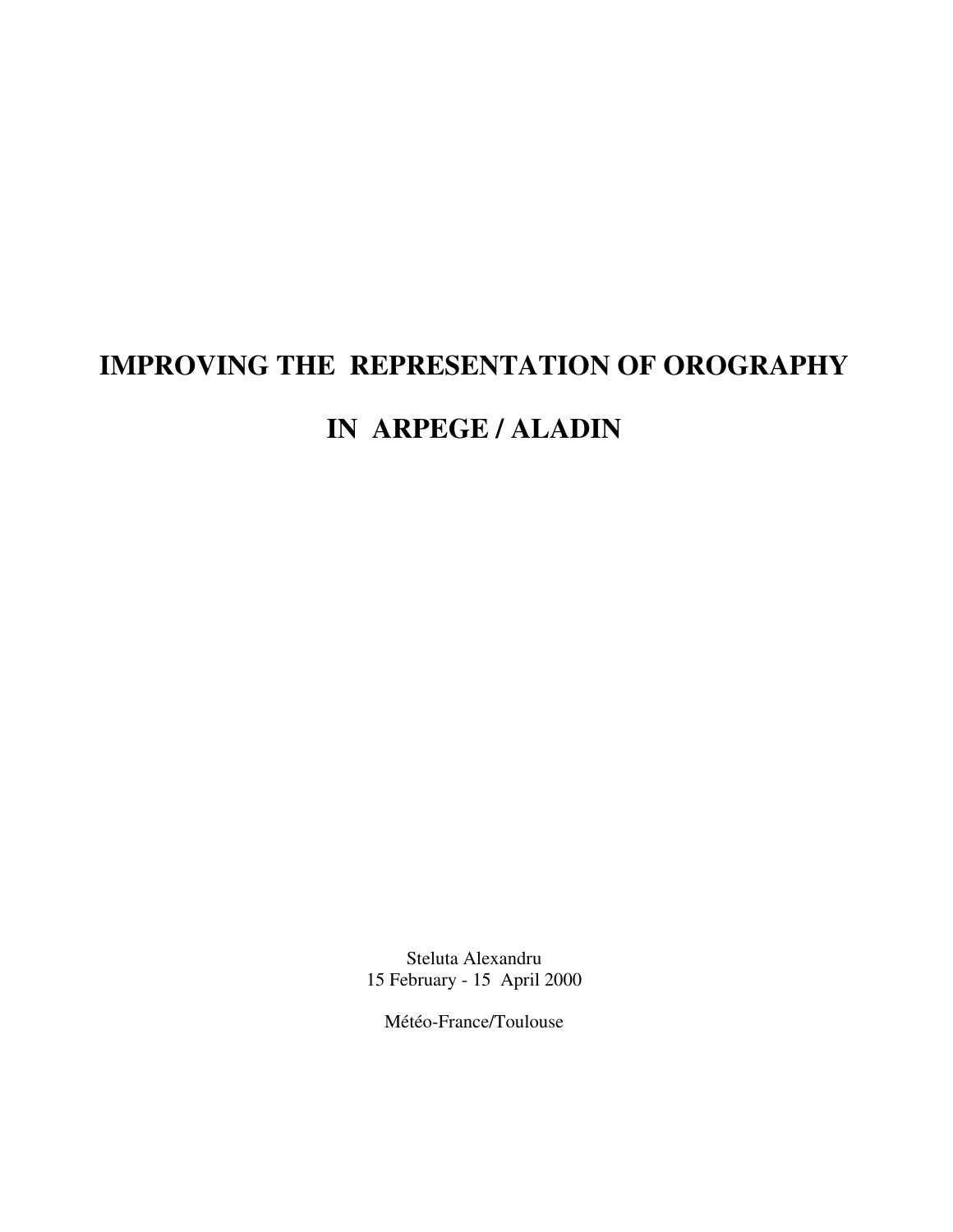# IMPROVING THE REPRESENTATION OF OROGRAPHY IN ARPEGE / ALADIN

Steluta Alexandru
15 February - 15 April 2000

Météo-France/Toulouse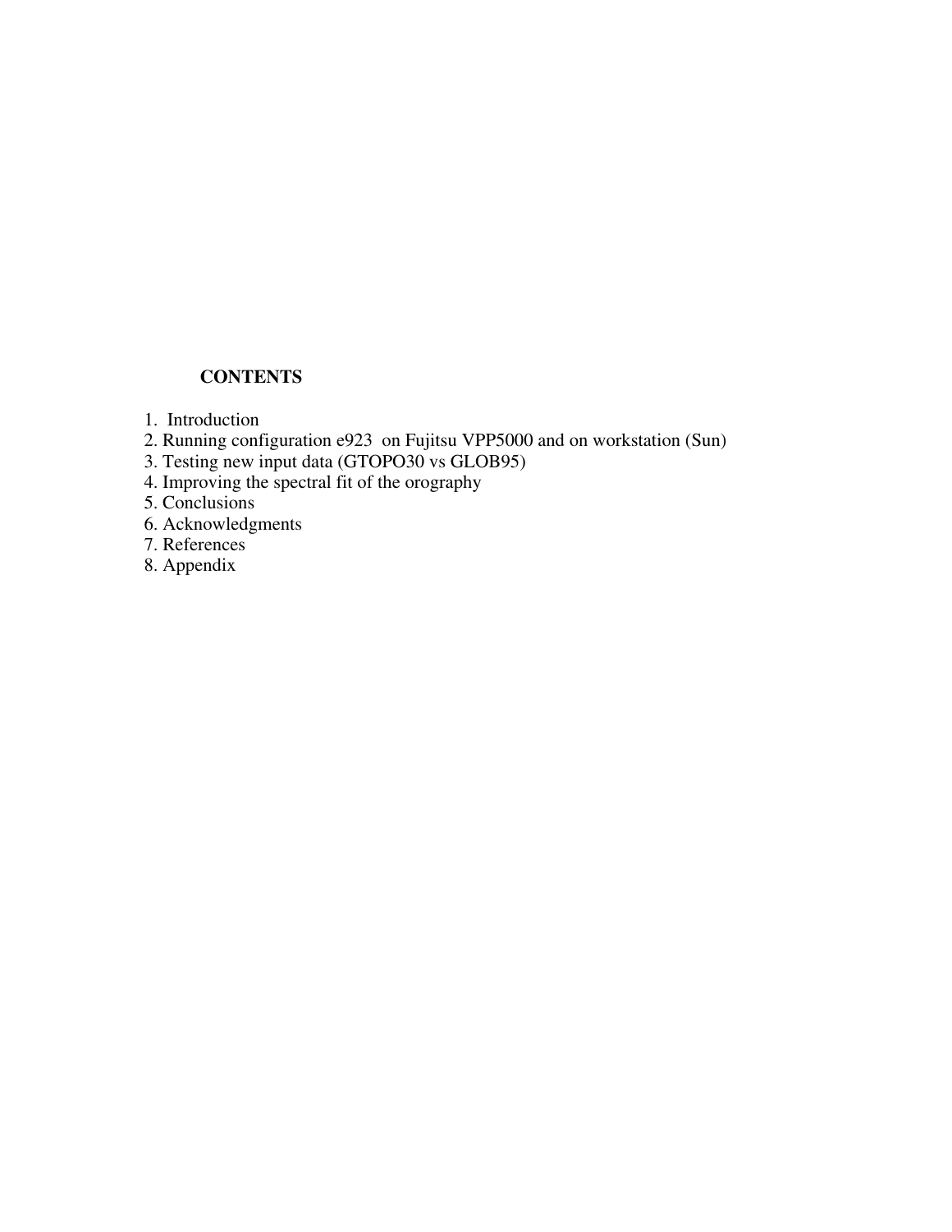**CONTENTS**

1. Introduction
2. Running configuration e923 on Fujitsu VPP5000 and on workstation (Sun)
3. Testing new input data (GTOPO30 vs GLOB95)
4. Improving the spectral fit of the orography
5. Conclusions
6. Acknowledgments
7. References
8. Appendix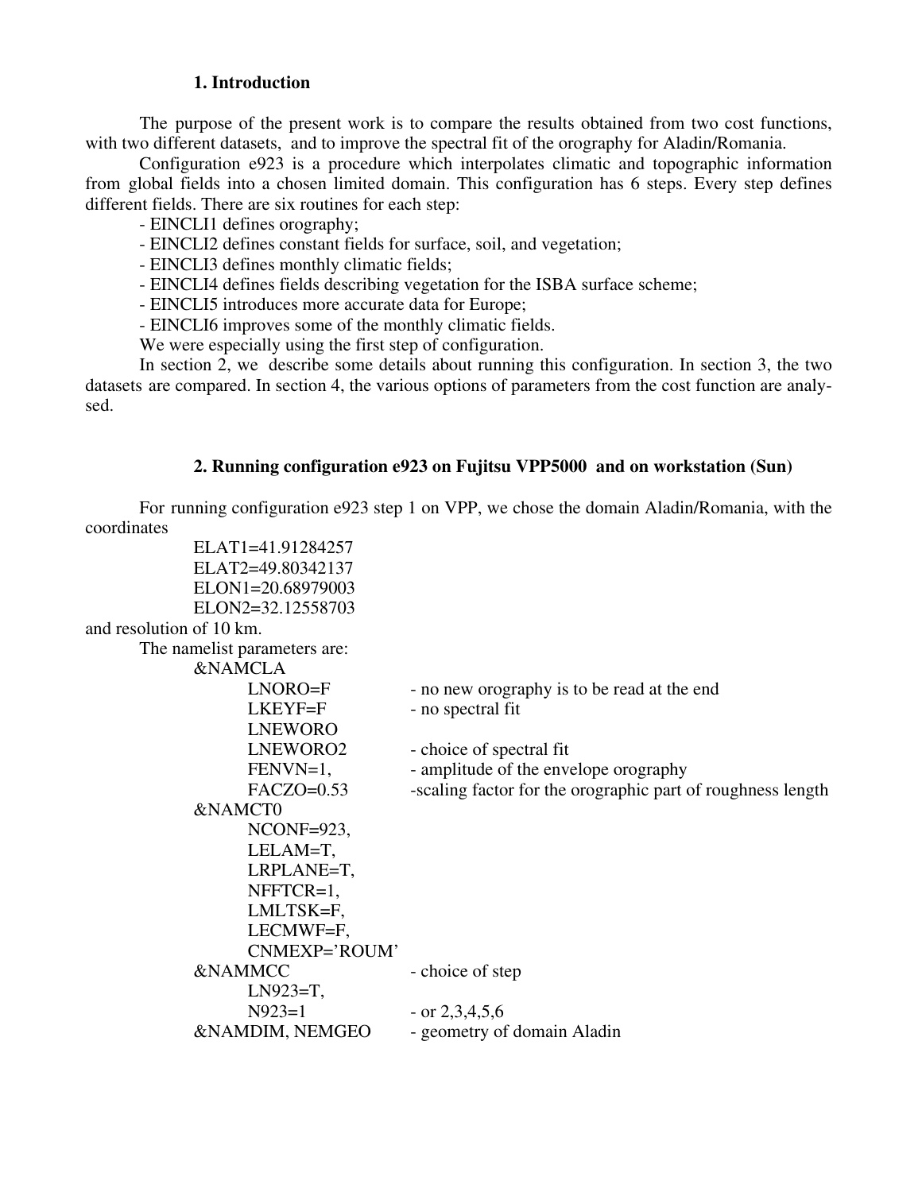## 1. Introduction

The purpose of the present work is to compare the results obtained from two cost functions, with two different datasets, and to improve the spectral fit of the orography for Aladin/Romania.

Configuration e923 is a procedure which interpolates climatic and topographic information from global fields into a chosen limited domain. This configuration has 6 steps. Every step defines different fields. There are six routines for each step:

- EINCLI1 defines orography;
- EINCLI2 defines constant fields for surface, soil, and vegetation;
- EINCLI3 defines monthly climatic fields;
- EINCLI4 defines fields describing vegetation for the ISBA surface scheme;
- EINCLI5 introduces more accurate data for Europe;
- EINCLI6 improves some of the monthly climatic fields.

We were especially using the first step of configuration.

In section 2, we describe some details about running this configuration. In section 3, the two datasets are compared. In section 4, the various options of parameters from the cost function are analysed.

## 2. Running configuration e923 on Fujitsu VPP5000 and on workstation (Sun)

For running configuration e923 step 1 on VPP, we chose the domain Aladin/Romania, with the coordinates

```
ELAT1=41.91284257
ELAT2=49.80342137
ELON1=20.68979003
ELON2=32.12558703
```

and resolution of 10 km.

The namelist parameters are:

```
&NAMCLA
        LNORO=F             - no new orography is to be read at the end
        LKEYF=F             - no spectral fit
        LNEWORO
        LNEWORO2            - choice of spectral fit
        FENVN=1,            - amplitude of the envelope orography
        FACZO=0.53          -scaling factor for the orographic part of roughness length
&NAMCT0
        NCONF=923,
        LELAM=T,
        LRPLANE=T,
        NFFTCR=1,
        LMLTSK=F,
        LECMWF=F,
        CNMEXP='ROUM'
&NAMMCC                     - choice of step
        LN923=T,
        N923=1              - or 2,3,4,5,6
&NAMDIM, NEMGEO             - geometry of domain Aladin
```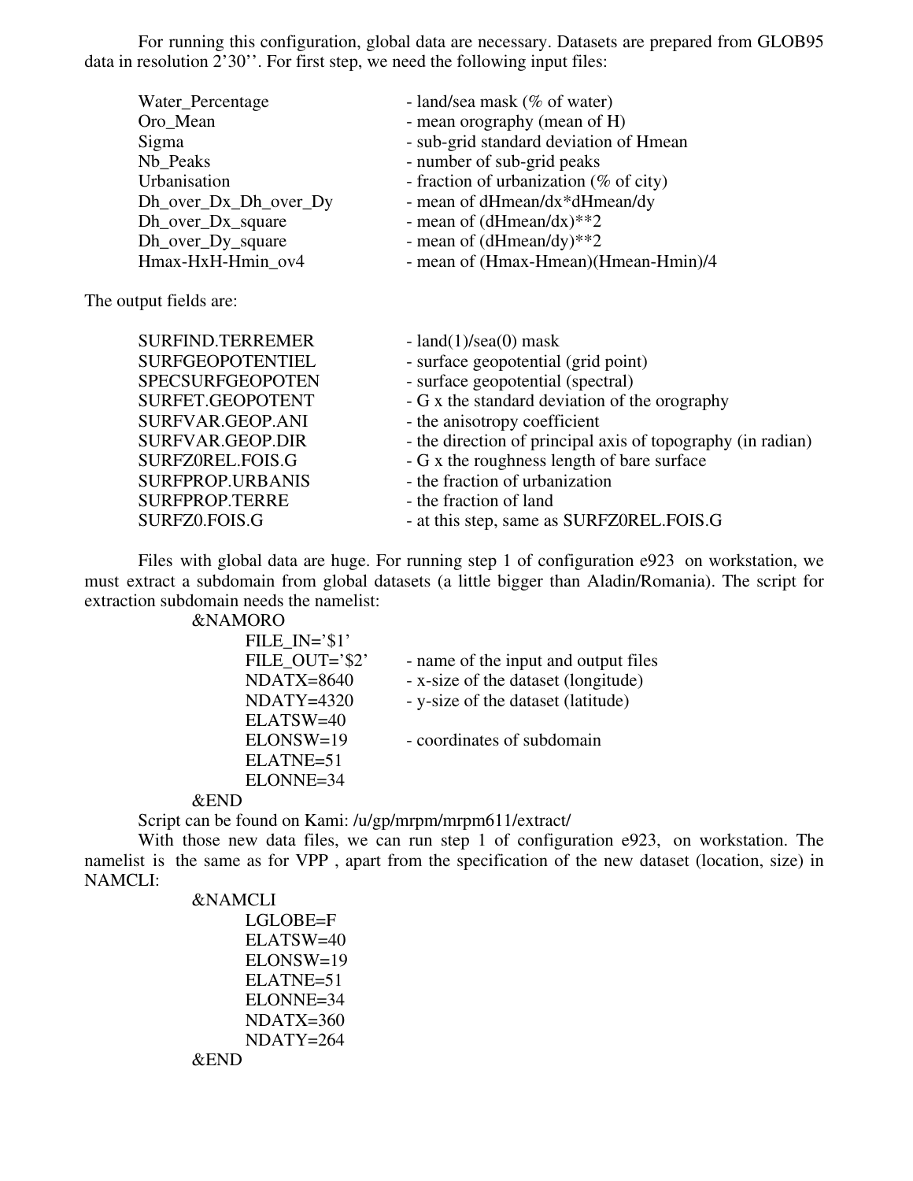For running this configuration, global data are necessary. Datasets are prepared from GLOB95 data in resolution 2'30''. For first step, we need the following input files:

| | |
|---|---|
| Water_Percentage | - land/sea mask (% of water) |
| Oro_Mean | - mean orography (mean of H) |
| Sigma | - sub-grid standard deviation of Hmean |
| Nb_Peaks | - number of sub-grid peaks |
| Urbanisation | - fraction of urbanization (% of city) |
| Dh_over_Dx_Dh_over_Dy | - mean of dHmean/dx*dHmean/dy |
| Dh_over_Dx_square | - mean of (dHmean/dx)**2 |
| Dh_over_Dy_square | - mean of (dHmean/dy)**2 |
| Hmax-HxH-Hmin_ov4 | - mean of (Hmax-Hmean)(Hmean-Hmin)/4 |

The output fields are:

| | |
|---|---|
| SURFIND.TERREMER | - land(1)/sea(0) mask |
| SURFGEOPOTENTIEL | - surface geopotential (grid point) |
| SPECSURFGEOPOTEN | - surface geopotential (spectral) |
| SURFET.GEOPOTENT | - G x the standard deviation of the orography |
| SURFVAR.GEOP.ANI | - the anisotropy coefficient |
| SURFVAR.GEOP.DIR | - the direction of principal axis of topography (in radian) |
| SURFZ0REL.FOIS.G | - G x the roughness length of bare surface |
| SURFPROP.URBANIS | - the fraction of urbanization |
| SURFPROP.TERRE | - the fraction of land |
| SURFZ0.FOIS.G | - at this step, same as SURFZ0REL.FOIS.G |

Files with global data are huge. For running step 1 of configuration e923 on workstation, we must extract a subdomain from global datasets (a little bigger than Aladin/Romania). The script for extraction subdomain needs the namelist:

```
&NAMORO
       FILE_IN='$1'
       FILE_OUT='$2'      - name of the input and output files
       NDATX=8640         - x-size of the dataset (longitude)
       NDATY=4320         - y-size of the dataset (latitude)
       ELATSW=40
       ELONSW=19          - coordinates of subdomain
       ELATNE=51
       ELONNE=34
&END
```

Script can be found on Kami: /u/gp/mrpm/mrpm611/extract/

With those new data files, we can run step 1 of configuration e923, on workstation. The namelist is the same as for VPP , apart from the specification of the new dataset (location, size) in NAMCLI:

```
&NAMCLI
       LGLOBE=F
       ELATSW=40
       ELONSW=19
       ELATNE=51
       ELONNE=34
       NDATX=360
       NDATY=264
&END
```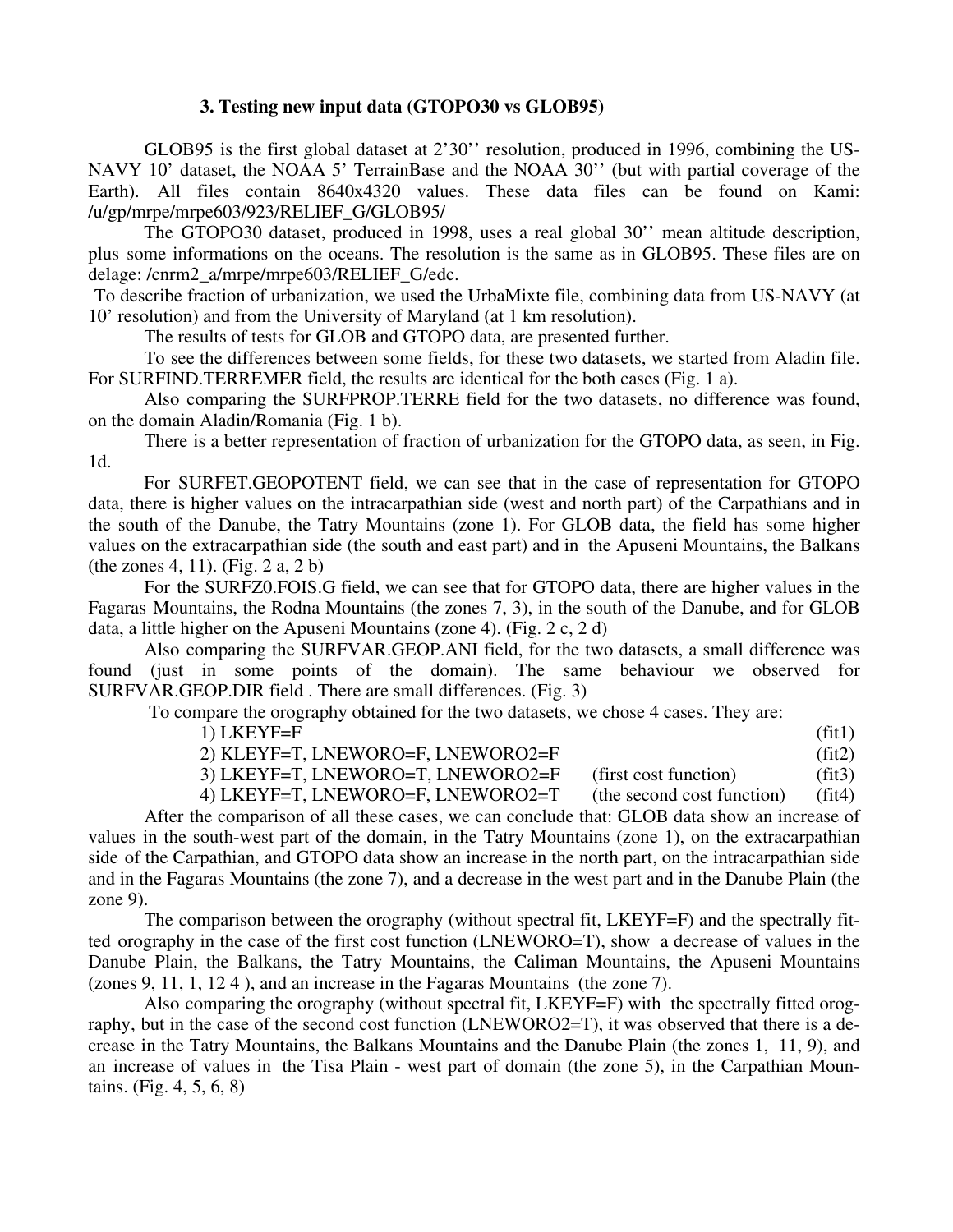### 3. Testing new input data (GTOPO30 vs GLOB95)

GLOB95 is the first global dataset at 2'30'' resolution, produced in 1996, combining the US-NAVY 10' dataset, the NOAA 5' TerrainBase and the NOAA 30'' (but with partial coverage of the Earth). All files contain 8640x4320 values. These data files can be found on Kami: /u/gp/mrpe/mrpe603/923/RELIEF_G/GLOB95/

The GTOPO30 dataset, produced in 1998, uses a real global 30'' mean altitude description, plus some informations on the oceans. The resolution is the same as in GLOB95. These files are on delage: /cnrm2_a/mrpe/mrpe603/RELIEF_G/edc.

To describe fraction of urbanization, we used the UrbaMixte file, combining data from US-NAVY (at 10' resolution) and from the University of Maryland (at 1 km resolution).

The results of tests for GLOB and GTOPO data, are presented further.

To see the differences between some fields, for these two datasets, we started from Aladin file. For SURFIND.TERREMER field, the results are identical for the both cases (Fig. 1 a).

Also comparing the SURFPROP.TERRE field for the two datasets, no difference was found, on the domain Aladin/Romania (Fig. 1 b).

There is a better representation of fraction of urbanization for the GTOPO data, as seen, in Fig. 1d.

For SURFET.GEOPOTENT field, we can see that in the case of representation for GTOPO data, there is higher values on the intracarpathian side (west and north part) of the Carpathians and in the south of the Danube, the Tatry Mountains (zone 1). For GLOB data, the field has some higher values on the extracarpathian side (the south and east part) and in the Apuseni Mountains, the Balkans (the zones 4, 11). (Fig. 2 a, 2 b)

For the SURFZ0.FOIS.G field, we can see that for GTOPO data, there are higher values in the Fagaras Mountains, the Rodna Mountains (the zones 7, 3), in the south of the Danube, and for GLOB data, a little higher on the Apuseni Mountains (zone 4). (Fig. 2 c, 2 d)

Also comparing the SURFVAR.GEOP.ANI field, for the two datasets, a small difference was found (just in some points of the domain). The same behaviour we observed for SURFVAR.GEOP.DIR field . There are small differences. (Fig. 3)

To compare the orography obtained for the two datasets, we chose 4 cases. They are:

1) LKEYF=F (fit1)
2) KLEYF=T, LNEWORO=F, LNEWORO2=F (fit2)
3) LKEYF=T, LNEWORO=T, LNEWORO2=F (first cost function) (fit3)
4) LKEYF=T, LNEWORO=F, LNEWORO2=T (the second cost function) (fit4)

After the comparison of all these cases, we can conclude that: GLOB data show an increase of values in the south-west part of the domain, in the Tatry Mountains (zone 1), on the extracarpathian side of the Carpathian, and GTOPO data show an increase in the north part, on the intracarpathian side and in the Fagaras Mountains (the zone 7), and a decrease in the west part and in the Danube Plain (the zone 9).

The comparison between the orography (without spectral fit, LKEYF=F) and the spectrally fitted orography in the case of the first cost function (LNEWORO=T), show a decrease of values in the Danube Plain, the Balkans, the Tatry Mountains, the Caliman Mountains, the Apuseni Mountains (zones 9, 11, 1, 12 4 ), and an increase in the Fagaras Mountains (the zone 7).

Also comparing the orography (without spectral fit, LKEYF=F) with the spectrally fitted orography, but in the case of the second cost function (LNEWORO2=T), it was observed that there is a decrease in the Tatry Mountains, the Balkans Mountains and the Danube Plain (the zones 1, 11, 9), and an increase of values in the Tisa Plain - west part of domain (the zone 5), in the Carpathian Mountains. (Fig. 4, 5, 6, 8)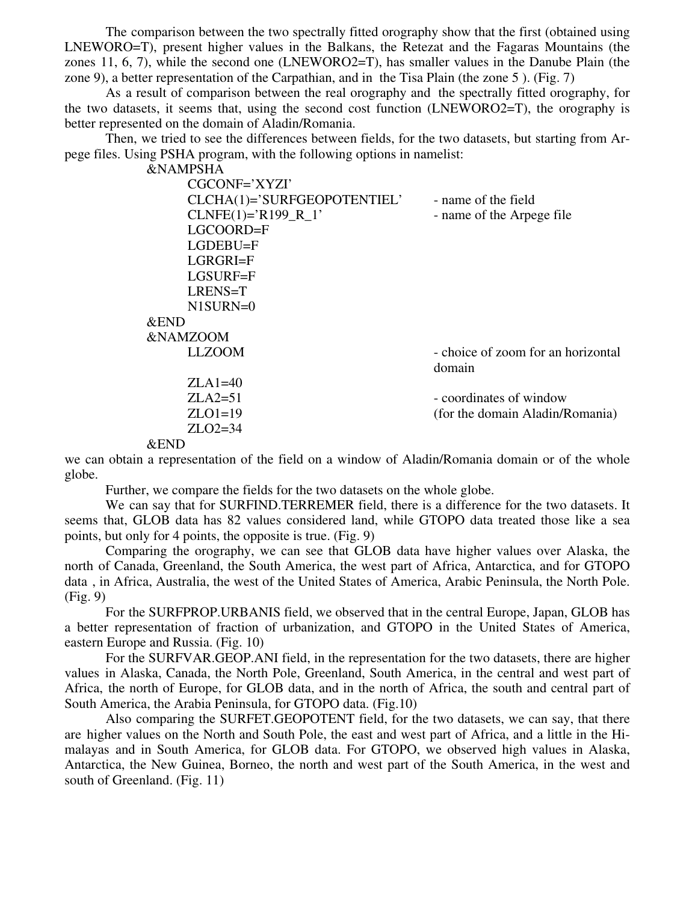The comparison between the two spectrally fitted orography show that the first (obtained using LNEWORO=T), present higher values in the Balkans, the Retezat and the Fagaras Mountains (the zones 11, 6, 7), while the second one (LNEWORO2=T), has smaller values in the Danube Plain (the zone 9), a better representation of the Carpathian, and in the Tisa Plain (the zone 5 ). (Fig. 7)

As a result of comparison between the real orography and the spectrally fitted orography, for the two datasets, it seems that, using the second cost function (LNEWORO2=T), the orography is better represented on the domain of Aladin/Romania.

Then, we tried to see the differences between fields, for the two datasets, but starting from Arpege files. Using PSHA program, with the following options in namelist:

```
&NAMPSHA
      CGCONF='XYZI'
      CLCHA(1)='SURFGEOPOTENTIEL'      - name of the field
      CLNFE(1)='R199_R_1'              - name of the Arpege file
      LGCOORD=F
      LGDEBU=F
      LGRGRI=F
      LGSURF=F
      LRENS=T
      N1SURN=0
&END
&NAMZOOM
      LLZOOM                           - choice of zoom for an horizontal
                                         domain
      ZLA1=40
      ZLA2=51                          - coordinates of window
      ZLO1=19                          (for the domain Aladin/Romania)
      ZLO2=34
&END
```

we can obtain a representation of the field on a window of Aladin/Romania domain or of the whole globe.

Further, we compare the fields for the two datasets on the whole globe.

We can say that for SURFIND.TERREMER field, there is a difference for the two datasets. It seems that, GLOB data has 82 values considered land, while GTOPO data treated those like a sea points, but only for 4 points, the opposite is true. (Fig. 9)

Comparing the orography, we can see that GLOB data have higher values over Alaska, the north of Canada, Greenland, the South America, the west part of Africa, Antarctica, and for GTOPO data , in Africa, Australia, the west of the United States of America, Arabic Peninsula, the North Pole. (Fig. 9)

For the SURFPROP.URBANIS field, we observed that in the central Europe, Japan, GLOB has a better representation of fraction of urbanization, and GTOPO in the United States of America, eastern Europe and Russia. (Fig. 10)

For the SURFVAR.GEOP.ANI field, in the representation for the two datasets, there are higher values in Alaska, Canada, the North Pole, Greenland, South America, in the central and west part of Africa, the north of Europe, for GLOB data, and in the north of Africa, the south and central part of South America, the Arabia Peninsula, for GTOPO data. (Fig.10)

Also comparing the SURFET.GEOPOTENT field, for the two datasets, we can say, that there are higher values on the North and South Pole, the east and west part of Africa, and a little in the Himalayas and in South America, for GLOB data. For GTOPO, we observed high values in Alaska, Antarctica, the New Guinea, Borneo, the north and west part of the South America, in the west and south of Greenland. (Fig. 11)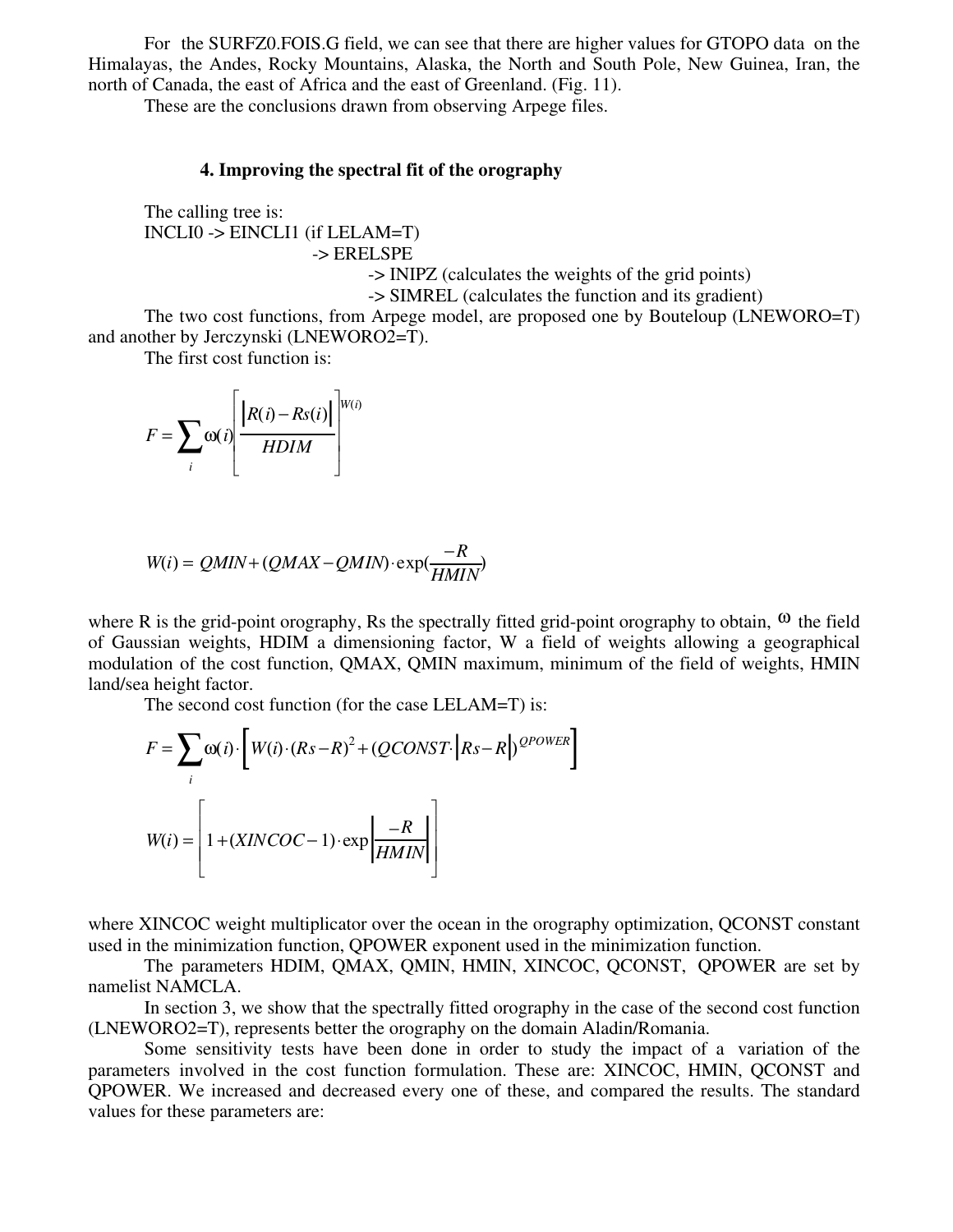For the SURFZ0.FOIS.G field, we can see that there are higher values for GTOPO data on the Himalayas, the Andes, Rocky Mountains, Alaska, the North and South Pole, New Guinea, Iran, the north of Canada, the east of Africa and the east of Greenland. (Fig. 11).

These are the conclusions drawn from observing Arpege files.

### 4. Improving the spectral fit of the orography

The calling tree is:

```
INCLI0 -> EINCLI1 (if LELAM=T)
                  -> ERELSPE
                        -> INIPZ (calculates the weights of the grid points)
                        -> SIMREL (calculates the function and its gradient)
```

The two cost functions, from Arpege model, are proposed one by Bouteloup (LNEWORO=T) and another by Jerczynski (LNEWORO2=T).

The first cost function is:

$$F = \sum_i \omega(i) \left[ \frac{\left| R(i) - Rs(i) \right|}{HDIM} \right]^{W(i)}$$

$$W(i) = QMIN + (QMAX - QMIN) \cdot \exp\left(\frac{-R}{HMIN}\right)$$

where R is the grid-point orography, Rs the spectrally fitted grid-point orography to obtain, $\omega$ the field of Gaussian weights, HDIM a dimensioning factor, W a field of weights allowing a geographical modulation of the cost function, QMAX, QMIN maximum, minimum of the field of weights, HMIN land/sea height factor.

The second cost function (for the case LELAM=T) is:

$$F = \sum_i \omega(i) \cdot \left[ W(i) \cdot (Rs - R)^2 + (QCONST \cdot \left| Rs - R \right|)^{QPOWER} \right]$$

$$W(i) = \left[ 1 + (XINCOC - 1) \cdot \exp\left| \frac{-R}{HMIN} \right| \right]$$

where XINCOC weight multiplicator over the ocean in the orography optimization, QCONST constant used in the minimization function, QPOWER exponent used in the minimization function.

The parameters HDIM, QMAX, QMIN, HMIN, XINCOC, QCONST, QPOWER are set by namelist NAMCLA.

In section 3, we show that the spectrally fitted orography in the case of the second cost function (LNEWORO2=T), represents better the orography on the domain Aladin/Romania.

Some sensitivity tests have been done in order to study the impact of a variation of the parameters involved in the cost function formulation. These are: XINCOC, HMIN, QCONST and QPOWER. We increased and decreased every one of these, and compared the results. The standard values for these parameters are: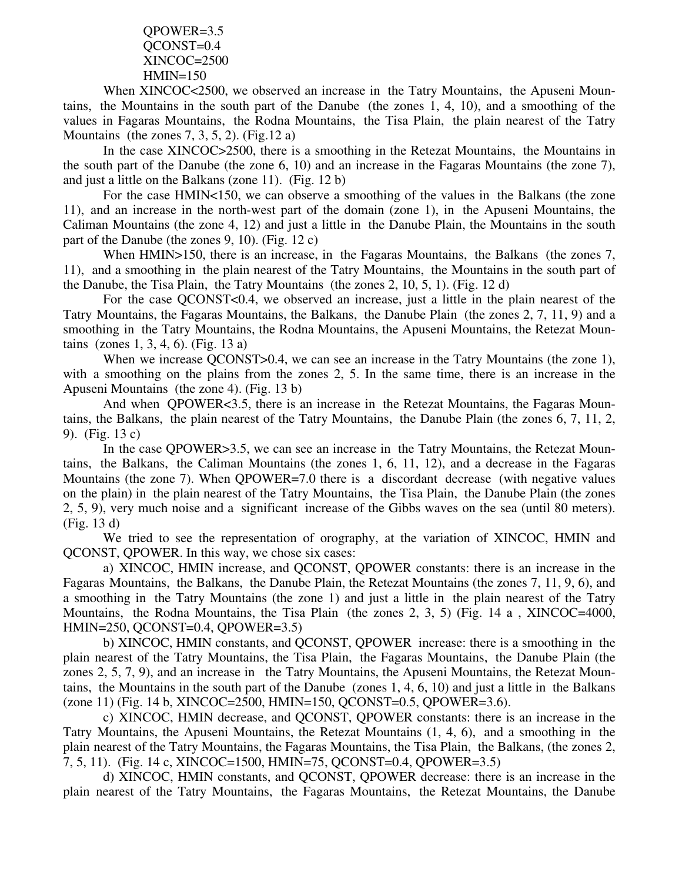QPOWER=3.5  
QCONST=0.4  
XINCOC=2500  
HMIN=150

When XINCOC<2500, we observed an increase in the Tatry Mountains, the Apuseni Mountains, the Mountains in the south part of the Danube (the zones 1, 4, 10), and a smoothing of the values in Fagaras Mountains, the Rodna Mountains, the Tisa Plain, the plain nearest of the Tatry Mountains (the zones 7, 3, 5, 2). (Fig.12 a)

In the case XINCOC>2500, there is a smoothing in the Retezat Mountains, the Mountains in the south part of the Danube (the zone 6, 10) and an increase in the Fagaras Mountains (the zone 7), and just a little on the Balkans (zone 11). (Fig. 12 b)

For the case HMIN<150, we can observe a smoothing of the values in the Balkans (the zone 11), and an increase in the north-west part of the domain (zone 1), in the Apuseni Mountains, the Caliman Mountains (the zone 4, 12) and just a little in the Danube Plain, the Mountains in the south part of the Danube (the zones 9, 10). (Fig. 12 c)

When HMIN>150, there is an increase, in the Fagaras Mountains, the Balkans (the zones 7, 11), and a smoothing in the plain nearest of the Tatry Mountains, the Mountains in the south part of the Danube, the Tisa Plain, the Tatry Mountains (the zones 2, 10, 5, 1). (Fig. 12 d)

For the case QCONST<0.4, we observed an increase, just a little in the plain nearest of the Tatry Mountains, the Fagaras Mountains, the Balkans, the Danube Plain (the zones 2, 7, 11, 9) and a smoothing in the Tatry Mountains, the Rodna Mountains, the Apuseni Mountains, the Retezat Mountains (zones 1, 3, 4, 6). (Fig. 13 a)

When we increase QCONST>0.4, we can see an increase in the Tatry Mountains (the zone 1), with a smoothing on the plains from the zones 2, 5. In the same time, there is an increase in the Apuseni Mountains (the zone 4). (Fig. 13 b)

And when QPOWER<3.5, there is an increase in the Retezat Mountains, the Fagaras Mountains, the Balkans, the plain nearest of the Tatry Mountains, the Danube Plain (the zones 6, 7, 11, 2, 9). (Fig. 13 c)

In the case QPOWER>3.5, we can see an increase in the Tatry Mountains, the Retezat Mountains, the Balkans, the Caliman Mountains (the zones 1, 6, 11, 12), and a decrease in the Fagaras Mountains (the zone 7). When QPOWER=7.0 there is a discordant decrease (with negative values on the plain) in the plain nearest of the Tatry Mountains, the Tisa Plain, the Danube Plain (the zones 2, 5, 9), very much noise and a significant increase of the Gibbs waves on the sea (until 80 meters). (Fig. 13 d)

We tried to see the representation of orography, at the variation of XINCOC, HMIN and QCONST, QPOWER. In this way, we chose six cases:

a) XINCOC, HMIN increase, and QCONST, QPOWER constants: there is an increase in the Fagaras Mountains, the Balkans, the Danube Plain, the Retezat Mountains (the zones 7, 11, 9, 6), and a smoothing in the Tatry Mountains (the zone 1) and just a little in the plain nearest of the Tatry Mountains, the Rodna Mountains, the Tisa Plain (the zones 2, 3, 5) (Fig. 14 a , XINCOC=4000, HMIN=250, QCONST=0.4, QPOWER=3.5)

b) XINCOC, HMIN constants, and QCONST, QPOWER increase: there is a smoothing in the plain nearest of the Tatry Mountains, the Tisa Plain, the Fagaras Mountains, the Danube Plain (the zones 2, 5, 7, 9), and an increase in the Tatry Mountains, the Apuseni Mountains, the Retezat Mountains, the Mountains in the south part of the Danube (zones 1, 4, 6, 10) and just a little in the Balkans (zone 11) (Fig. 14 b, XINCOC=2500, HMIN=150, QCONST=0.5, QPOWER=3.6).

c) XINCOC, HMIN decrease, and QCONST, QPOWER constants: there is an increase in the Tatry Mountains, the Apuseni Mountains, the Retezat Mountains (1, 4, 6), and a smoothing in the plain nearest of the Tatry Mountains, the Fagaras Mountains, the Tisa Plain, the Balkans, (the zones 2, 7, 5, 11). (Fig. 14 c, XINCOC=1500, HMIN=75, QCONST=0.4, QPOWER=3.5)

d) XINCOC, HMIN constants, and QCONST, QPOWER decrease: there is an increase in the plain nearest of the Tatry Mountains, the Fagaras Mountains, the Retezat Mountains, the Danube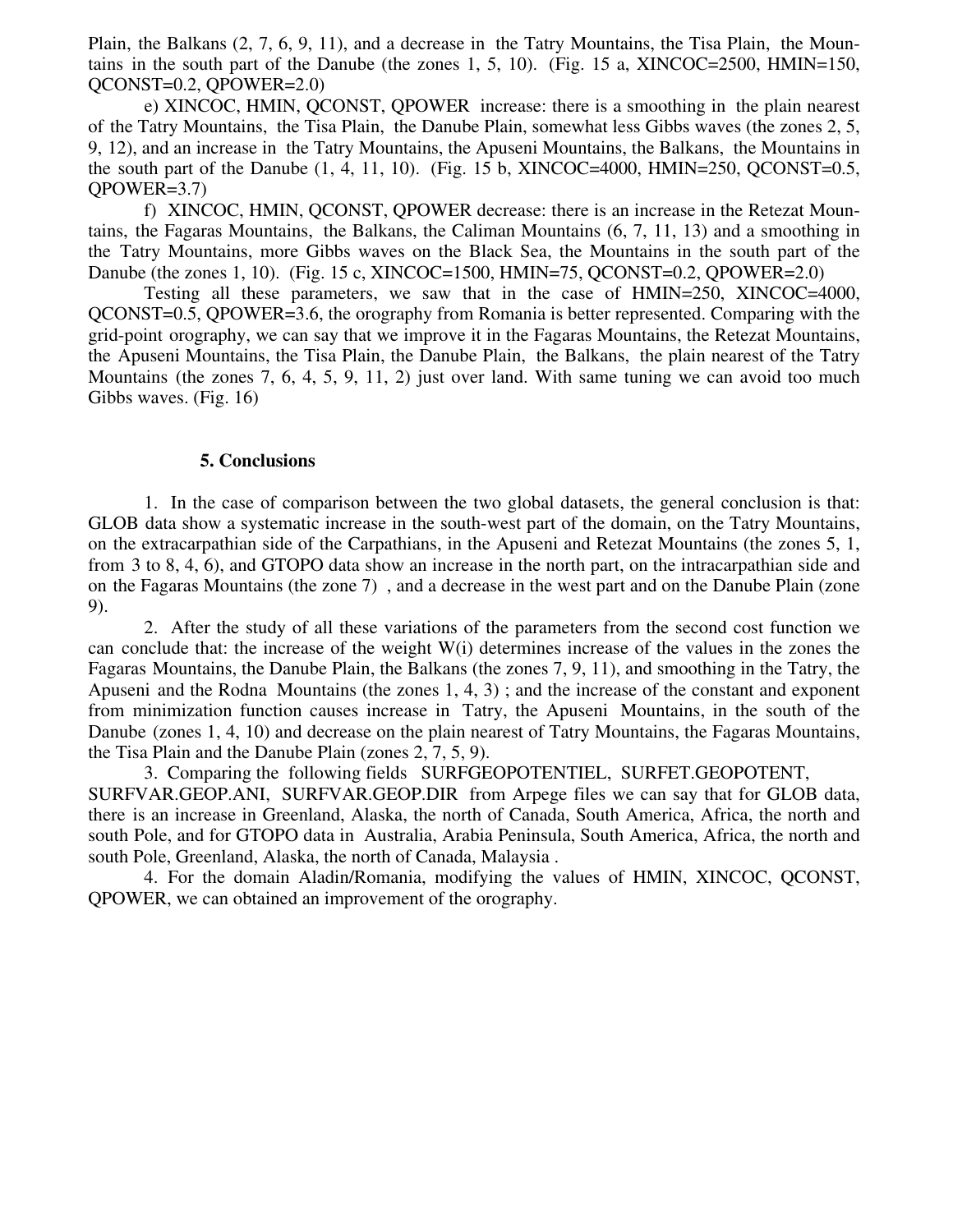Plain, the Balkans (2, 7, 6, 9, 11), and a decrease in the Tatry Mountains, the Tisa Plain, the Mountains in the south part of the Danube (the zones 1, 5, 10). (Fig. 15 a, XINCOC=2500, HMIN=150, QCONST=0.2, QPOWER=2.0)

e) XINCOC, HMIN, QCONST, QPOWER increase: there is a smoothing in the plain nearest of the Tatry Mountains, the Tisa Plain, the Danube Plain, somewhat less Gibbs waves (the zones 2, 5, 9, 12), and an increase in the Tatry Mountains, the Apuseni Mountains, the Balkans, the Mountains in the south part of the Danube (1, 4, 11, 10). (Fig. 15 b, XINCOC=4000, HMIN=250, QCONST=0.5, QPOWER=3.7)

f) XINCOC, HMIN, QCONST, QPOWER decrease: there is an increase in the Retezat Mountains, the Fagaras Mountains, the Balkans, the Caliman Mountains (6, 7, 11, 13) and a smoothing in the Tatry Mountains, more Gibbs waves on the Black Sea, the Mountains in the south part of the Danube (the zones 1, 10). (Fig. 15 c, XINCOC=1500, HMIN=75, QCONST=0.2, QPOWER=2.0)

Testing all these parameters, we saw that in the case of HMIN=250, XINCOC=4000, QCONST=0.5, QPOWER=3.6, the orography from Romania is better represented. Comparing with the grid-point orography, we can say that we improve it in the Fagaras Mountains, the Retezat Mountains, the Apuseni Mountains, the Tisa Plain, the Danube Plain, the Balkans, the plain nearest of the Tatry Mountains (the zones 7, 6, 4, 5, 9, 11, 2) just over land. With same tuning we can avoid too much Gibbs waves. (Fig. 16)

## 5. Conclusions

1. In the case of comparison between the two global datasets, the general conclusion is that: GLOB data show a systematic increase in the south-west part of the domain, on the Tatry Mountains, on the extracarpathian side of the Carpathians, in the Apuseni and Retezat Mountains (the zones 5, 1, from 3 to 8, 4, 6), and GTOPO data show an increase in the north part, on the intracarpathian side and on the Fagaras Mountains (the zone 7) , and a decrease in the west part and on the Danube Plain (zone 9).

2. After the study of all these variations of the parameters from the second cost function we can conclude that: the increase of the weight W(i) determines increase of the values in the zones the Fagaras Mountains, the Danube Plain, the Balkans (the zones 7, 9, 11), and smoothing in the Tatry, the Apuseni and the Rodna Mountains (the zones 1, 4, 3) ; and the increase of the constant and exponent from minimization function causes increase in Tatry, the Apuseni Mountains, in the south of the Danube (zones 1, 4, 10) and decrease on the plain nearest of Tatry Mountains, the Fagaras Mountains, the Tisa Plain and the Danube Plain (zones 2, 7, 5, 9).

3. Comparing the following fields SURFGEOPOTENTIEL, SURFET.GEOPOTENT, SURFVAR.GEOP.ANI, SURFVAR.GEOP.DIR from Arpege files we can say that for GLOB data, there is an increase in Greenland, Alaska, the north of Canada, South America, Africa, the north and south Pole, and for GTOPO data in Australia, Arabia Peninsula, South America, Africa, the north and south Pole, Greenland, Alaska, the north of Canada, Malaysia .

4. For the domain Aladin/Romania, modifying the values of HMIN, XINCOC, QCONST, QPOWER, we can obtained an improvement of the orography.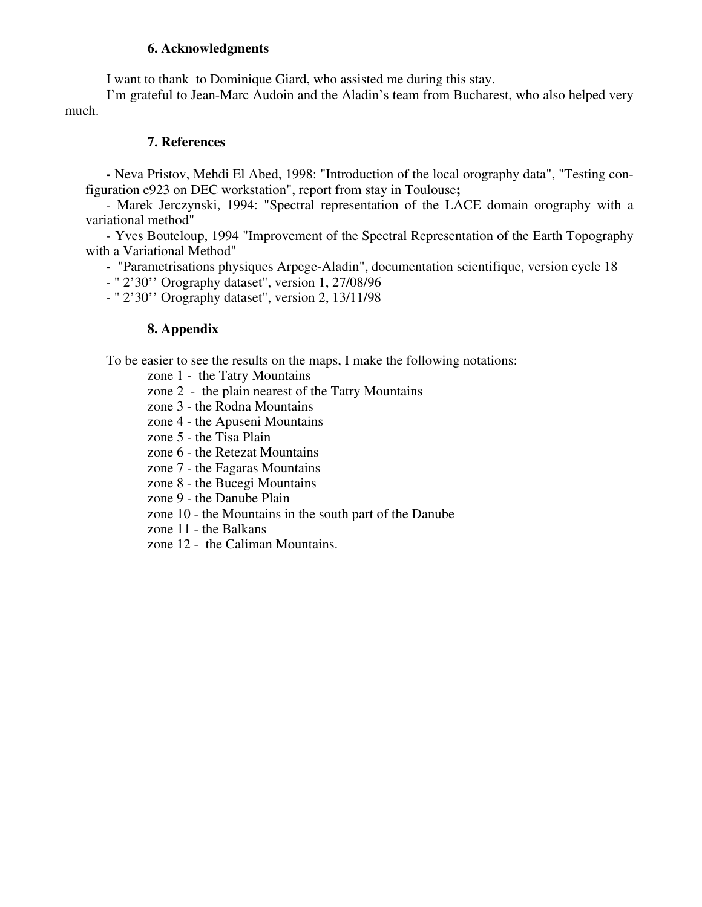## 6. Acknowledgments

I want to thank to Dominique Giard, who assisted me during this stay.

I'm grateful to Jean-Marc Audoin and the Aladin's team from Bucharest, who also helped very much.

## 7. References

- Neva Pristov, Mehdi El Abed, 1998: "Introduction of the local orography data", "Testing configuration e923 on DEC workstation", report from stay in Toulouse**;**
- Marek Jerczynski, 1994: "Spectral representation of the LACE domain orography with a variational method"
- Yves Bouteloup, 1994 "Improvement of the Spectral Representation of the Earth Topography with a Variational Method"
- "Parametrisations physiques Arpege-Aladin", documentation scientifique, version cycle 18
- " 2'30'' Orography dataset", version 1, 27/08/96
- " 2'30'' Orography dataset", version 2, 13/11/98

## 8. Appendix

To be easier to see the results on the maps, I make the following notations:

- zone 1 - the Tatry Mountains
- zone 2 - the plain nearest of the Tatry Mountains
- zone 3 - the Rodna Mountains
- zone 4 - the Apuseni Mountains
- zone 5 - the Tisa Plain
- zone 6 - the Retezat Mountains
- zone 7 - the Fagaras Mountains
- zone 8 - the Bucegi Mountains
- zone 9 - the Danube Plain
- zone 10 - the Mountains in the south part of the Danube
- zone 11 - the Balkans
- zone 12 - the Caliman Mountains.